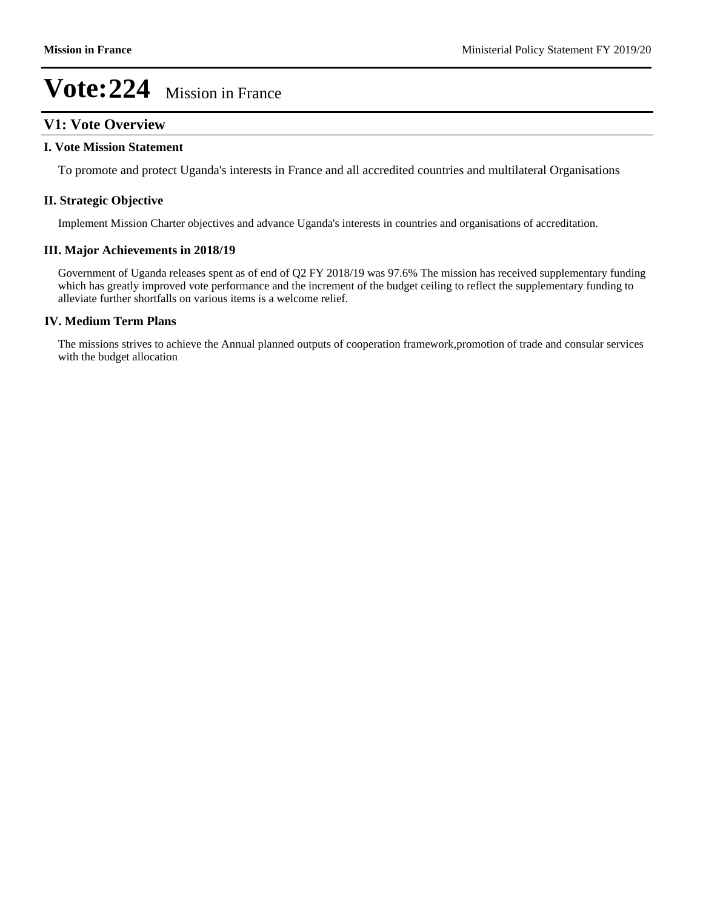# Vote:224 Mission in France

## V1: Vote Overview

### I. Vote Mission Statement

To promote and protect Uganda's interests in France and all accredited countries and multilateral Organisations

### II. Strategic Objective

Implement Mission Charter objectives and advance Uganda's interests in countries and organisations of accreditation.

### III. Major Achievements in 2018/19

Government of Uganda releases spent as of end of Q2 FY 2018/19 was 97.6% The mission has received supplementary funding which has greatly improved vote performance and the increment of the budget ceiling to reflect the supplementary funding to alleviate further shortfalls on various items is a welcome relief.

### IV. Medium Term Plans

The missions strives to achieve the Annual planned outputs of cooperation framework,promotion of trade and consular services with the budget allocation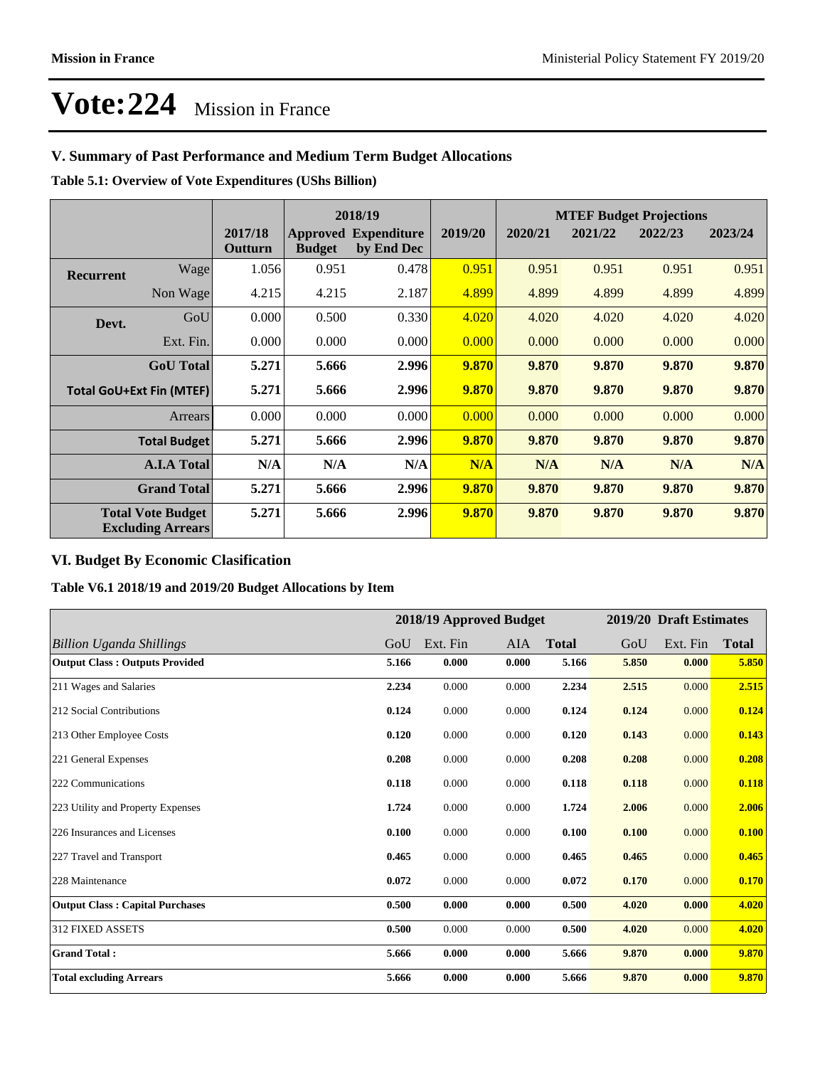# Vote:224 Mission in France

## V. Summary of Past Performance and Medium Term Budget Allocations

**Table 5.1: Overview of Vote Expenditures (UShs Billion)**

| | | 2017/18 Outturn | 2018/19 Approved Budget | 2018/19 Expenditure by End Dec | 2019/20 | 2020/21 | 2021/22 | 2022/23 | 2023/24 |
|---|---|---|---|---|---|---|---|---|---|
| | | | | | | **MTEF Budget Projections** | | | |
| **Recurrent** | Wage | 1.056 | 0.951 | 0.478 | 0.951 | 0.951 | 0.951 | 0.951 | 0.951 |
| | Non Wage | 4.215 | 4.215 | 2.187 | 4.899 | 4.899 | 4.899 | 4.899 | 4.899 |
| **Devt.** | GoU | 0.000 | 0.500 | 0.330 | 4.020 | 4.020 | 4.020 | 4.020 | 4.020 |
| | Ext. Fin. | 0.000 | 0.000 | 0.000 | 0.000 | 0.000 | 0.000 | 0.000 | 0.000 |
| | **GoU Total** | **5.271** | **5.666** | **2.996** | **9.870** | **9.870** | **9.870** | **9.870** | **9.870** |
| **Total GoU+Ext Fin (MTEF)** | | **5.271** | **5.666** | **2.996** | **9.870** | **9.870** | **9.870** | **9.870** | **9.870** |
| | Arrears | 0.000 | 0.000 | 0.000 | 0.000 | 0.000 | 0.000 | 0.000 | 0.000 |
| | **Total Budget** | **5.271** | **5.666** | **2.996** | **9.870** | **9.870** | **9.870** | **9.870** | **9.870** |
| | **A.I.A Total** | **N/A** | **N/A** | **N/A** | **N/A** | **N/A** | **N/A** | **N/A** | **N/A** |
| | **Grand Total** | **5.271** | **5.666** | **2.996** | **9.870** | **9.870** | **9.870** | **9.870** | **9.870** |
| | **Total Vote Budget Excluding Arrears** | **5.271** | **5.666** | **2.996** | **9.870** | **9.870** | **9.870** | **9.870** | **9.870** |

## VI. Budget By Economic Clasification

**Table V6.1 2018/19 and 2019/20 Budget Allocations by Item**

| | 2018/19 Approved Budget | | | | 2019/20 Draft Estimates | | |
|---|---|---|---|---|---|---|---|
| *Billion Uganda Shillings* | GoU | Ext. Fin | AIA | **Total** | GoU | Ext. Fin | **Total** |
| **Output Class : Outputs Provided** | **5.166** | **0.000** | **0.000** | **5.166** | **5.850** | **0.000** | **5.850** |
| 211 Wages and Salaries | **2.234** | 0.000 | 0.000 | **2.234** | **2.515** | 0.000 | **2.515** |
| 212 Social Contributions | **0.124** | 0.000 | 0.000 | **0.124** | **0.124** | 0.000 | **0.124** |
| 213 Other Employee Costs | **0.120** | 0.000 | 0.000 | **0.120** | **0.143** | 0.000 | **0.143** |
| 221 General Expenses | **0.208** | 0.000 | 0.000 | **0.208** | **0.208** | 0.000 | **0.208** |
| 222 Communications | **0.118** | 0.000 | 0.000 | **0.118** | **0.118** | 0.000 | **0.118** |
| 223 Utility and Property Expenses | **1.724** | 0.000 | 0.000 | **1.724** | **2.006** | 0.000 | **2.006** |
| 226 Insurances and Licenses | **0.100** | 0.000 | 0.000 | **0.100** | **0.100** | 0.000 | **0.100** |
| 227 Travel and Transport | **0.465** | 0.000 | 0.000 | **0.465** | **0.465** | 0.000 | **0.465** |
| 228 Maintenance | **0.072** | 0.000 | 0.000 | **0.072** | **0.170** | 0.000 | **0.170** |
| **Output Class : Capital Purchases** | **0.500** | **0.000** | **0.000** | **0.500** | **4.020** | **0.000** | **4.020** |
| 312 FIXED ASSETS | **0.500** | 0.000 | 0.000 | **0.500** | **4.020** | 0.000 | **4.020** |
| **Grand Total :** | **5.666** | **0.000** | **0.000** | **5.666** | **9.870** | **0.000** | **9.870** |
| **Total excluding Arrears** | **5.666** | **0.000** | **0.000** | **5.666** | **9.870** | **0.000** | **9.870** |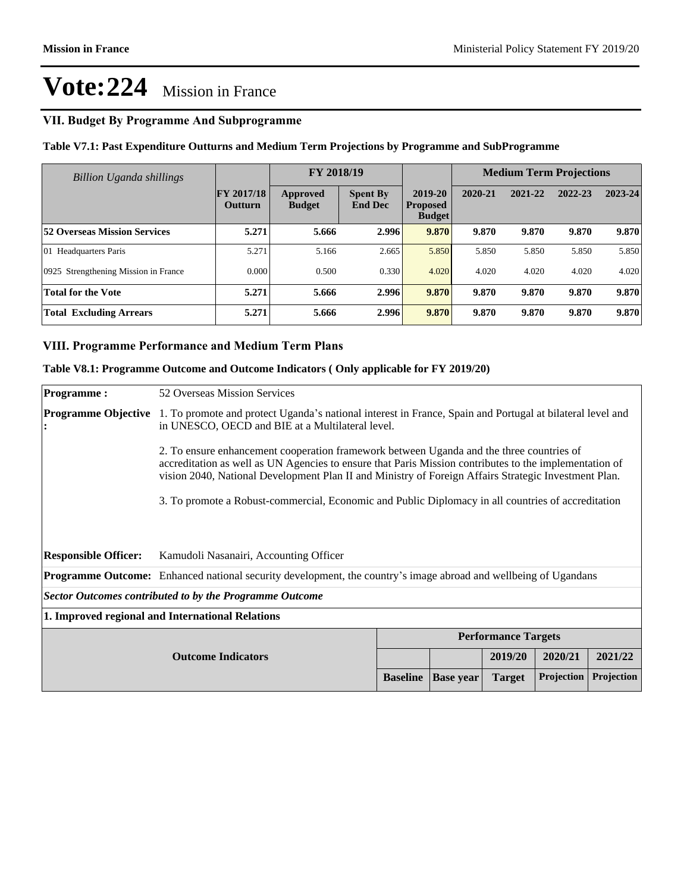# Vote:224 Mission in France

## VII. Budget By Programme And Subprogramme

**Table V7.1: Past Expenditure Outturns and Medium Term Projections by Programme and SubProgramme**

| *Billion Uganda shillings* | | FY 2018/19 | | | Medium Term Projections | | | |
|---|---|---|---|---|---|---|---|---|
| | FY 2017/18 Outturn | Approved Budget | Spent By End Dec | 2019-20 Proposed Budget | 2020-21 | 2021-22 | 2022-23 | 2023-24 |
| **52 Overseas Mission Services** | **5.271** | **5.666** | **2.996** | **9.870** | **9.870** | **9.870** | **9.870** | **9.870** |
| 01 Headquarters Paris | 5.271 | 5.166 | 2.665 | 5.850 | 5.850 | 5.850 | 5.850 | 5.850 |
| 0925 Strengthening Mission in France | 0.000 | 0.500 | 0.330 | 4.020 | 4.020 | 4.020 | 4.020 | 4.020 |
| **Total for the Vote** | **5.271** | **5.666** | **2.996** | **9.870** | **9.870** | **9.870** | **9.870** | **9.870** |
| **Total Excluding Arrears** | **5.271** | **5.666** | **2.996** | **9.870** | **9.870** | **9.870** | **9.870** | **9.870** |

## VIII. Programme Performance and Medium Term Plans

**Table V8.1: Programme Outcome and Outcome Indicators ( Only applicable for FY 2019/20)**

**Programme :** 52 Overseas Mission Services

**Programme Objective :**

1. To promote and protect Uganda's national interest in France, Spain and Portugal at bilateral level and in UNESCO, OECD and BIE at a Multilateral level.

2. To ensure enhancement cooperation framework between Uganda and the three countries of accreditation as well as UN Agencies to ensure that Paris Mission contributes to the implementation of vision 2040, National Development Plan II and Ministry of Foreign Affairs Strategic Investment Plan.

3. To promote a Robust-commercial, Economic and Public Diplomacy in all countries of accreditation

**Responsible Officer:** Kamudoli Nasanairi, Accounting Officer

**Programme Outcome:** Enhanced national security development, the country's image abroad and wellbeing of Ugandans

***Sector Outcomes contributed to by the Programme Outcome***

**1. Improved regional and International Relations**

| Outcome Indicators | Performance Targets | | | | |
|---|---|---|---|---|---|
| | | | 2019/20 | 2020/21 | 2021/22 |
| | Baseline | Base year | Target | Projection | Projection |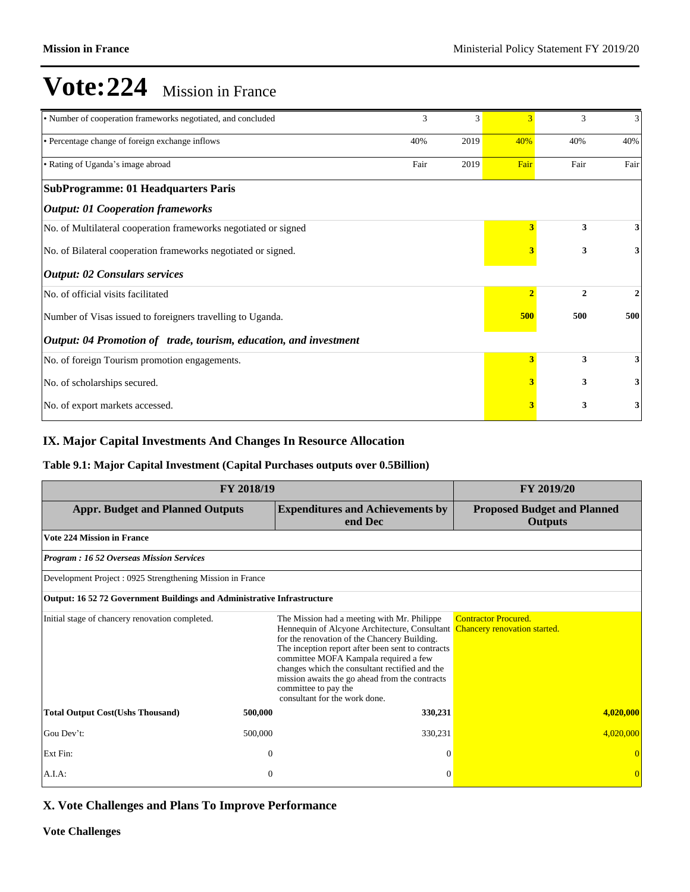# Vote:224 Mission in France

| | | | | | |
|---|---|---|---|---|---|
| • Number of cooperation frameworks negotiated, and concluded | 3 | 3 | 3 | 3 | 3 |
| • Percentage change of foreign exchange inflows | 40% | 2019 | 40% | 40% | 40% |
| • Rating of Uganda's image abroad | Fair | 2019 | Fair | Fair | Fair |
| **SubProgramme: 01 Headquarters Paris** | | | | | |
| ***Output: 01 Cooperation frameworks*** | | | | | |
| No. of Multilateral cooperation frameworks negotiated or signed | | | **3** | **3** | **3** |
| No. of Bilateral cooperation frameworks negotiated or signed. | | | **3** | **3** | **3** |
| ***Output: 02 Consulars services*** | | | | | |
| No. of official visits facilitated | | | **2** | **2** | **2** |
| Number of Visas issued to foreigners travelling to Uganda. | | | **500** | **500** | **500** |
| ***Output: 04 Promotion of trade, tourism, education, and investment*** | | | | | |
| No. of foreign Tourism promotion engagements. | | | **3** | **3** | **3** |
| No. of scholarships secured. | | | **3** | **3** | **3** |
| No. of export markets accessed. | | | **3** | **3** | **3** |

## IX. Major Capital Investments And Changes In Resource Allocation

### Table 9.1: Major Capital Investment (Capital Purchases outputs over 0.5Billion)

| FY 2018/19 | | | FY 2019/20 |
|---|---|---|---|
| **Appr. Budget and Planned Outputs** | | **Expenditures and Achievements by end Dec** | **Proposed Budget and Planned Outputs** |
| **Vote 224 Mission in France** | | | |
| ***Program : 16 52 Overseas Mission Services*** | | | |
| Development Project : 0925 Strengthening Mission in France | | | |
| **Output: 16 52 72 Government Buildings and Administrative Infrastructure** | | | |
| Initial stage of chancery renovation completed. | | The Mission had a meeting with Mr. Philippe Hennequin of Alcyone Architecture, Consultant for the renovation of the Chancery Building. The inception report after been sent to contracts committee MOFA Kampala required a few changes which the consultant rectified and the mission awaits the go ahead from the contracts committee to pay the consultant for the work done. | Contractor Procured. Chancery renovation started. |
| **Total Output Cost(Ushs Thousand)** | **500,000** | **330,231** | **4,020,000** |
| Gou Dev't: | 500,000 | 330,231 | 4,020,000 |
| Ext Fin: | 0 | 0 | 0 |
| A.I.A: | 0 | 0 | 0 |

## X. Vote Challenges and Plans To Improve Performance

**Vote Challenges**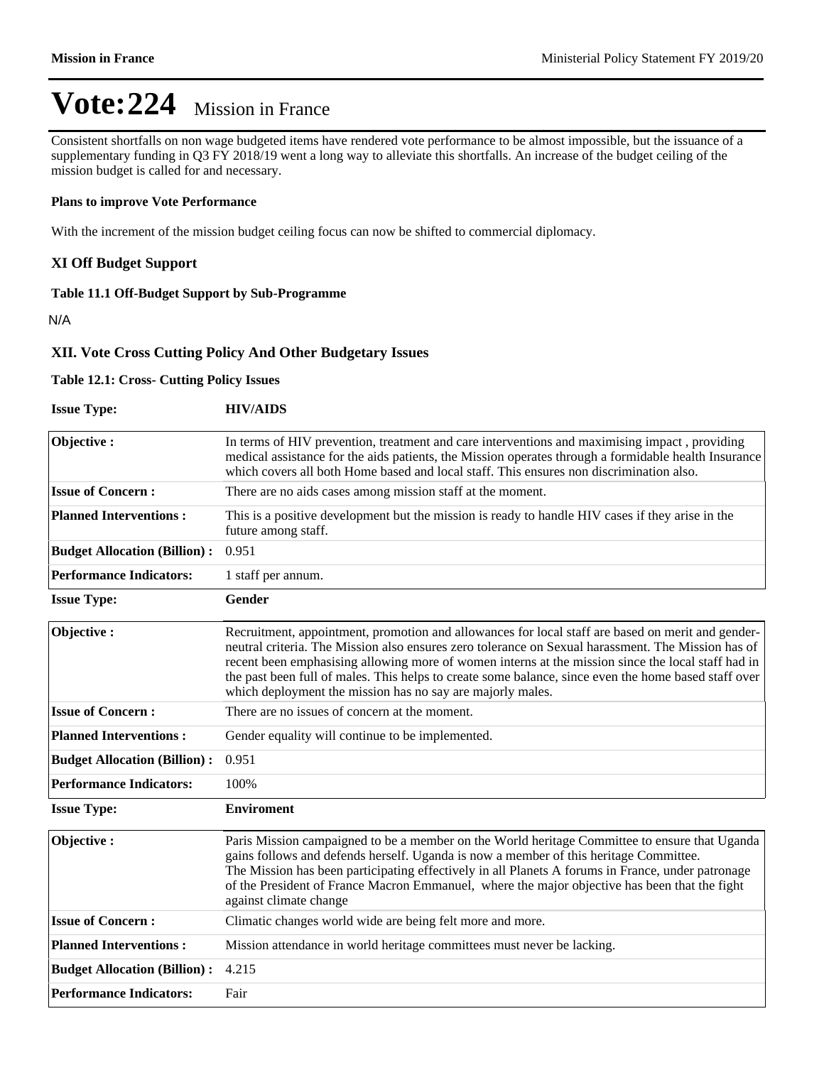# Vote:224 Mission in France

Consistent shortfalls on non wage budgeted items have rendered vote performance to be almost impossible, but the issuance of a supplementary funding in Q3 FY 2018/19 went a long way to alleviate this shortfalls. An increase of the budget ceiling of the mission budget is called for and necessary.

**Plans to improve Vote Performance**

With the increment of the mission budget ceiling focus can now be shifted to commercial diplomacy.

## XI Off Budget Support

**Table 11.1 Off-Budget Support by Sub-Programme**

N/A

## XII. Vote Cross Cutting Policy And Other Budgetary Issues

**Table 12.1: Cross- Cutting Policy Issues**

| **Issue Type:** | **HIV/AIDS** |
|---|---|
| **Objective :** | In terms of HIV prevention, treatment and care interventions and maximising impact , providing medical assistance for the aids patients, the Mission operates through a formidable health Insurance which covers all both Home based and local staff. This ensures non discrimination also. |
| **Issue of Concern :** | There are no aids cases among mission staff at the moment. |
| **Planned Interventions :** | This is a positive development but the mission is ready to handle HIV cases if they arise in the future among staff. |
| **Budget Allocation (Billion) :** | 0.951 |
| **Performance Indicators:** | 1 staff per annum. |

| **Issue Type:** | **Gender** |
|---|---|
| **Objective :** | Recruitment, appointment, promotion and allowances for local staff are based on merit and gender-neutral criteria. The Mission also ensures zero tolerance on Sexual harassment. The Mission has of recent been emphasising allowing more of women interns at the mission since the local staff had in the past been full of males. This helps to create some balance, since even the home based staff over which deployment the mission has no say are majorly males. |
| **Issue of Concern :** | There are no issues of concern at the moment. |
| **Planned Interventions :** | Gender equality will continue to be implemented. |
| **Budget Allocation (Billion) :** | 0.951 |
| **Performance Indicators:** | 100% |

| **Issue Type:** | **Enviroment** |
|---|---|
| **Objective :** | Paris Mission campaigned to be a member on the World heritage Committee to ensure that Uganda gains follows and defends herself. Uganda is now a member of this heritage Committee.<br>The Mission has been participating effectively in all Planets A forums in France, under patronage of the President of France Macron Emmanuel, where the major objective has been that the fight against climate change |
| **Issue of Concern :** | Climatic changes world wide are being felt more and more. |
| **Planned Interventions :** | Mission attendance in world heritage committees must never be lacking. |
| **Budget Allocation (Billion) :** | 4.215 |
| **Performance Indicators:** | Fair |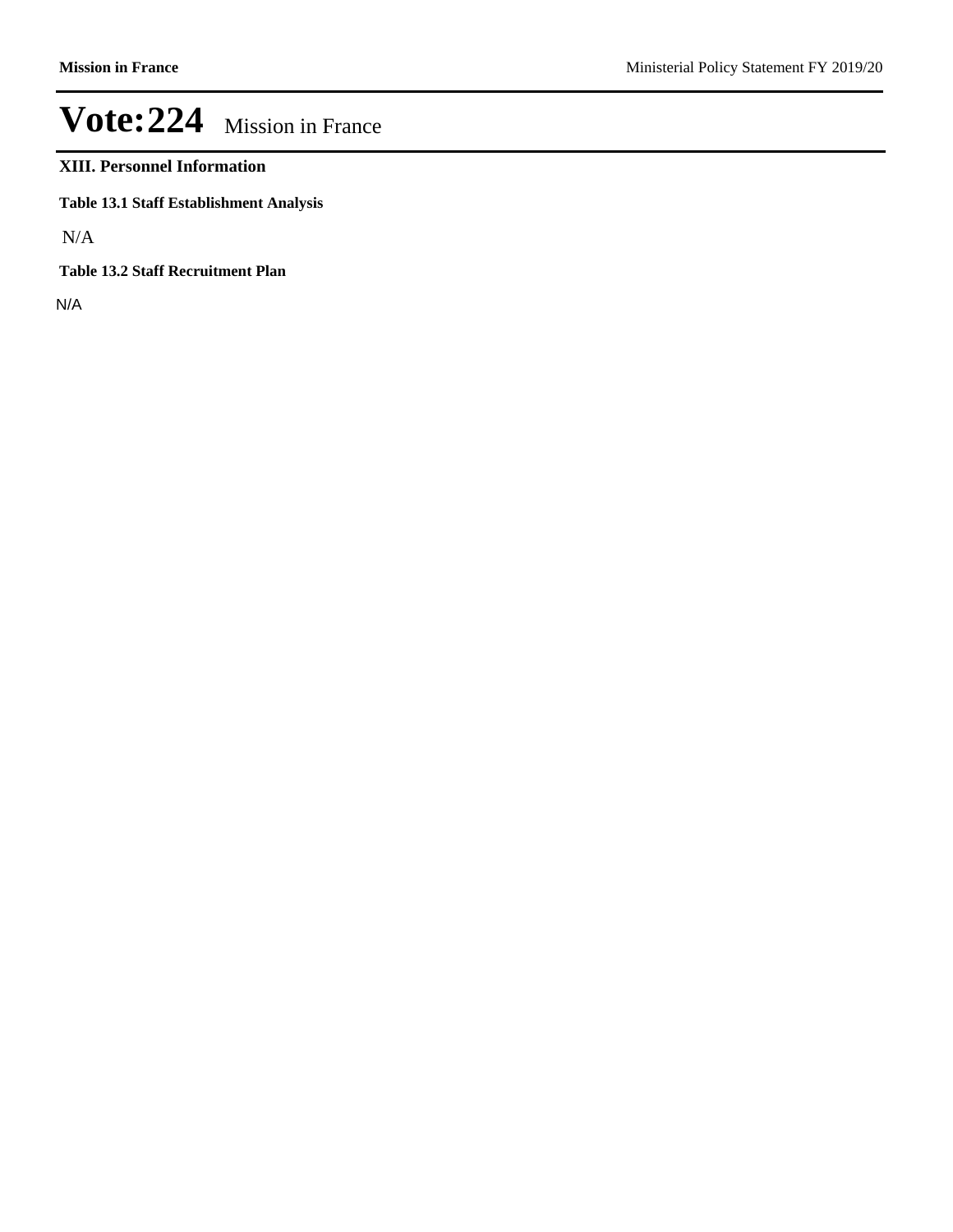# Vote:224 Mission in France

## XIII. Personnel Information

### Table 13.1 Staff Establishment Analysis

N/A

### Table 13.2 Staff Recruitment Plan

N/A